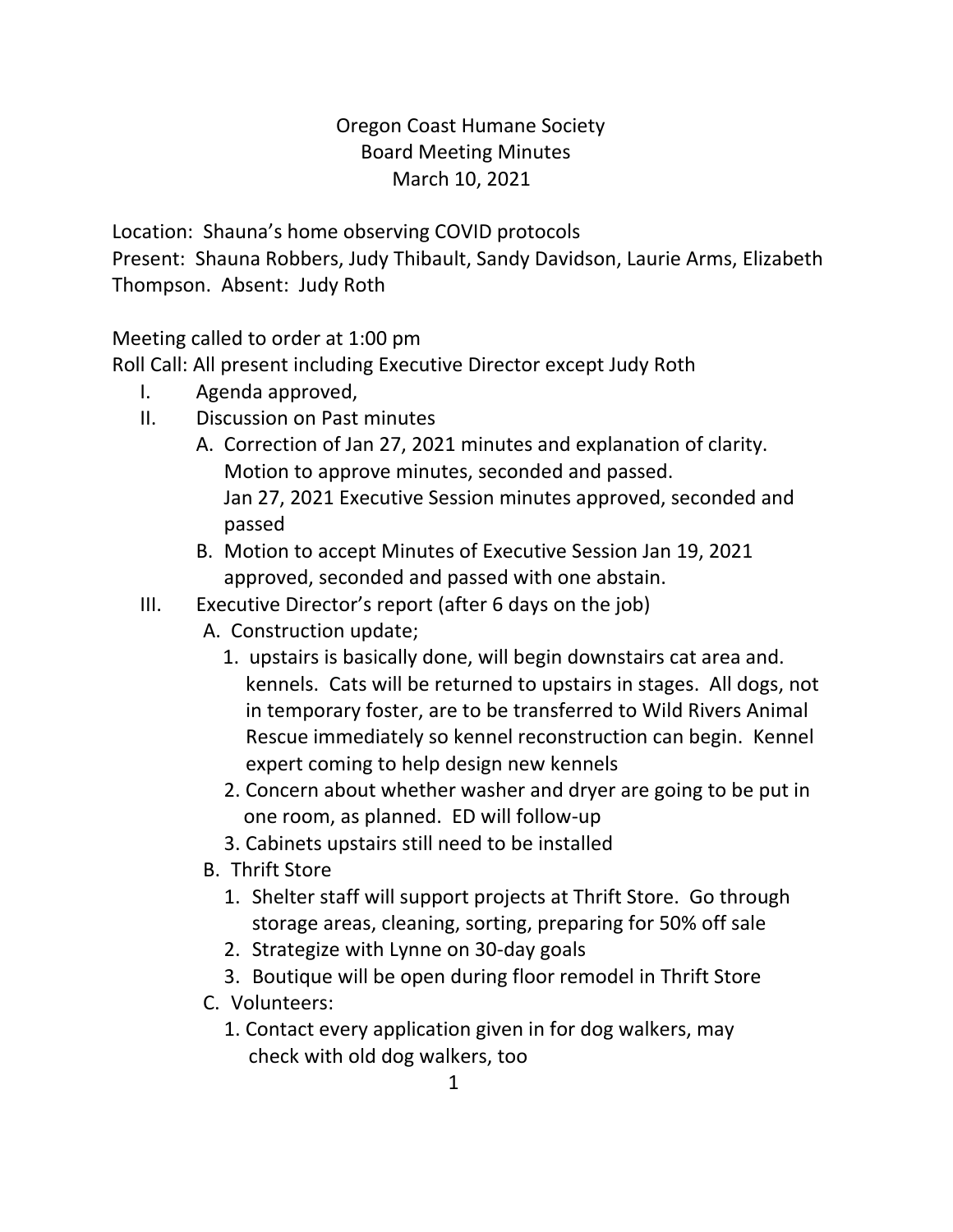# Oregon Coast Humane Society
## Board Meeting Minutes
### March 10, 2021

Location: Shauna's home observing COVID protocols
Present: Shauna Robbers, Judy Thibault, Sandy Davidson, Laurie Arms, Elizabeth Thompson. Absent: Judy Roth

Meeting called to order at 1:00 pm
Roll Call: All present including Executive Director except Judy Roth

I. Agenda approved,

II. Discussion on Past minutes

   A. Correction of Jan 27, 2021 minutes and explanation of clarity. Motion to approve minutes, seconded and passed.
      Jan 27, 2021 Executive Session minutes approved, seconded and passed

   B. Motion to accept Minutes of Executive Session Jan 19, 2021 approved, seconded and passed with one abstain.

III. Executive Director's report (after 6 days on the job)

   A. Construction update;
      1. upstairs is basically done, will begin downstairs cat area and. kennels. Cats will be returned to upstairs in stages. All dogs, not in temporary foster, are to be transferred to Wild Rivers Animal Rescue immediately so kennel reconstruction can begin. Kennel expert coming to help design new kennels
      2. Concern about whether washer and dryer are going to be put in one room, as planned. ED will follow-up
      3. Cabinets upstairs still need to be installed

   B. Thrift Store
      1. Shelter staff will support projects at Thrift Store. Go through storage areas, cleaning, sorting, preparing for 50% off sale
      2. Strategize with Lynne on 30-day goals
      3. Boutique will be open during floor remodel in Thrift Store

   C. Volunteers:
      1. Contact every application given in for dog walkers, may check with old dog walkers, too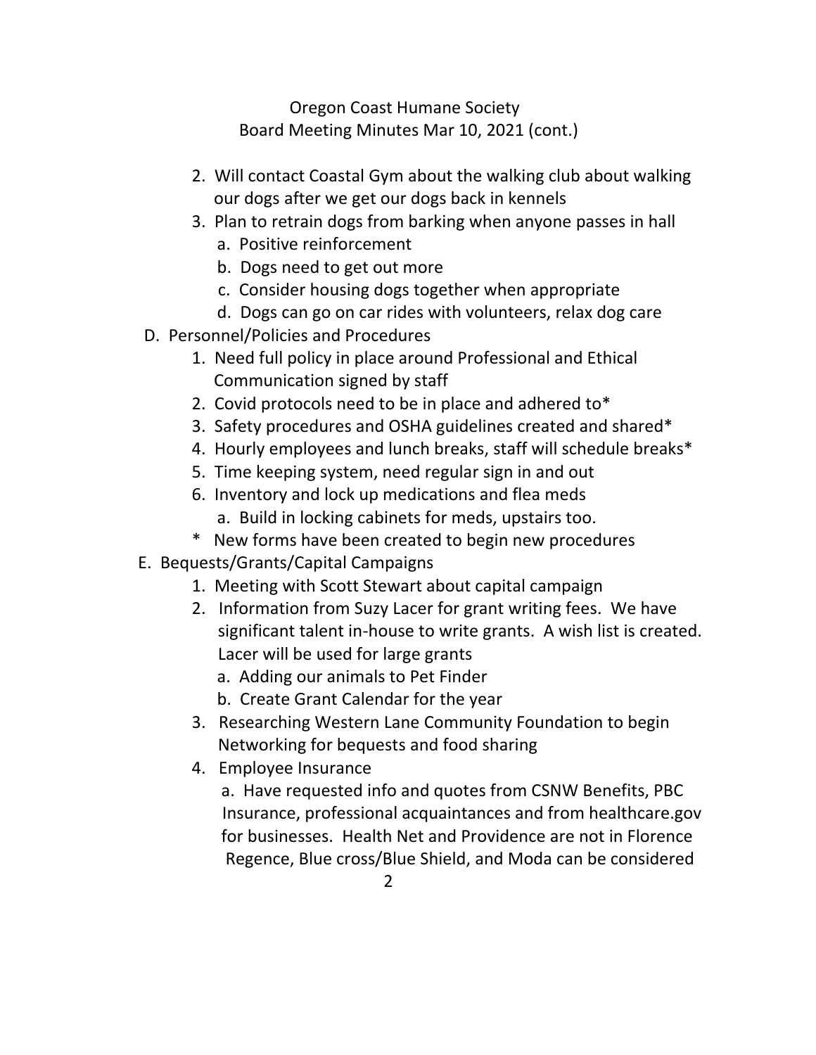Oregon Coast Humane Society
Board Meeting Minutes Mar 10, 2021 (cont.)

2. Will contact Coastal Gym about the walking club about walking our dogs after we get our dogs back in kennels
3. Plan to retrain dogs from barking when anyone passes in hall
    a. Positive reinforcement
    b. Dogs need to get out more
    c. Consider housing dogs together when appropriate
    d. Dogs can go on car rides with volunteers, relax dog care

D. Personnel/Policies and Procedures
1. Need full policy in place around Professional and Ethical Communication signed by staff
2. Covid protocols need to be in place and adhered to*
3. Safety procedures and OSHA guidelines created and shared*
4. Hourly employees and lunch breaks, staff will schedule breaks*
5. Time keeping system, need regular sign in and out
6. Inventory and lock up medications and flea meds
    a. Build in locking cabinets for meds, upstairs too.

\* New forms have been created to begin new procedures

E. Bequests/Grants/Capital Campaigns
1. Meeting with Scott Stewart about capital campaign
2. Information from Suzy Lacer for grant writing fees. We have significant talent in-house to write grants. A wish list is created. Lacer will be used for large grants
    a. Adding our animals to Pet Finder
    b. Create Grant Calendar for the year
3. Researching Western Lane Community Foundation to begin Networking for bequests and food sharing
4. Employee Insurance
    a. Have requested info and quotes from CSNW Benefits, PBC Insurance, professional acquaintances and from healthcare.gov for businesses. Health Net and Providence are not in Florence Regence, Blue cross/Blue Shield, and Moda can be considered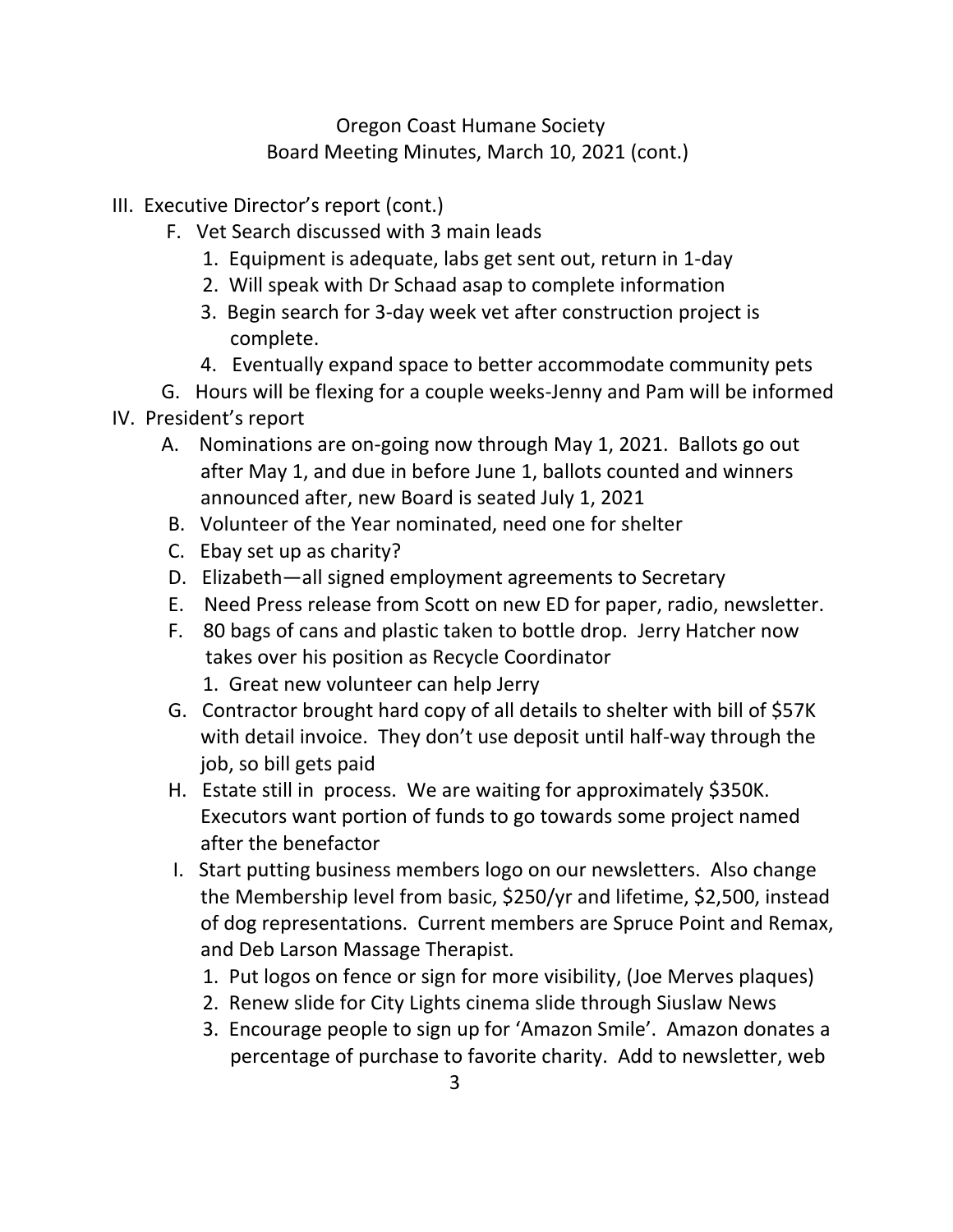Oregon Coast Humane Society
Board Meeting Minutes, March 10, 2021 (cont.)

III. Executive Director's report (cont.)
   F. Vet Search discussed with 3 main leads
      1. Equipment is adequate, labs get sent out, return in 1-day
      2. Will speak with Dr Schaad asap to complete information
      3. Begin search for 3-day week vet after construction project is complete.
      4. Eventually expand space to better accommodate community pets
   G. Hours will be flexing for a couple weeks-Jenny and Pam will be informed

IV. President's report
   A. Nominations are on-going now through May 1, 2021. Ballots go out after May 1, and due in before June 1, ballots counted and winners announced after, new Board is seated July 1, 2021
   B. Volunteer of the Year nominated, need one for shelter
   C. Ebay set up as charity?
   D. Elizabeth—all signed employment agreements to Secretary
   E. Need Press release from Scott on new ED for paper, radio, newsletter.
   F. 80 bags of cans and plastic taken to bottle drop. Jerry Hatcher now takes over his position as Recycle Coordinator
      1. Great new volunteer can help Jerry
   G. Contractor brought hard copy of all details to shelter with bill of $57K with detail invoice. They don't use deposit until half-way through the job, so bill gets paid
   H. Estate still in process. We are waiting for approximately $350K. Executors want portion of funds to go towards some project named after the benefactor
   I. Start putting business members logo on our newsletters. Also change the Membership level from basic, $250/yr and lifetime, $2,500, instead of dog representations. Current members are Spruce Point and Remax, and Deb Larson Massage Therapist.
      1. Put logos on fence or sign for more visibility, (Joe Merves plaques)
      2. Renew slide for City Lights cinema slide through Siuslaw News
      3. Encourage people to sign up for 'Amazon Smile'. Amazon donates a percentage of purchase to favorite charity. Add to newsletter, web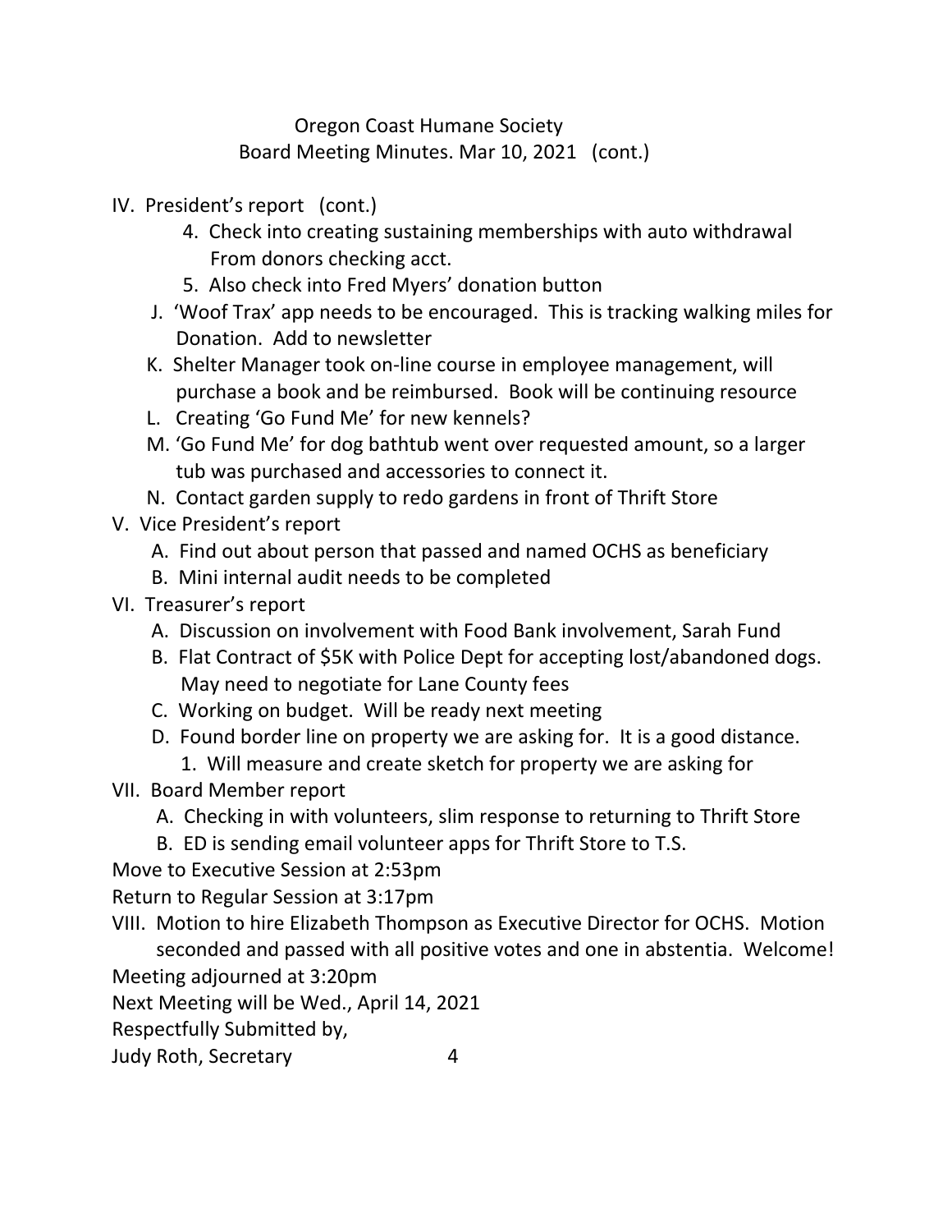Oregon Coast Humane Society
Board Meeting Minutes. Mar 10, 2021 (cont.)

IV. President's report (cont.)

    4. Check into creating sustaining memberships with auto withdrawal From donors checking acct.
    5. Also check into Fred Myers' donation button

  J. 'Woof Trax' app needs to be encouraged. This is tracking walking miles for Donation. Add to newsletter

  K. Shelter Manager took on-line course in employee management, will purchase a book and be reimbursed. Book will be continuing resource

  L. Creating 'Go Fund Me' for new kennels?

  M. 'Go Fund Me' for dog bathtub went over requested amount, so a larger tub was purchased and accessories to connect it.

  N. Contact garden supply to redo gardens in front of Thrift Store

V. Vice President's report

  A. Find out about person that passed and named OCHS as beneficiary

  B. Mini internal audit needs to be completed

VI. Treasurer's report

  A. Discussion on involvement with Food Bank involvement, Sarah Fund

  B. Flat Contract of $5K with Police Dept for accepting lost/abandoned dogs. May need to negotiate for Lane County fees

  C. Working on budget. Will be ready next meeting

  D. Found border line on property we are asking for. It is a good distance.

    1. Will measure and create sketch for property we are asking for

VII. Board Member report

  A. Checking in with volunteers, slim response to returning to Thrift Store

  B. ED is sending email volunteer apps for Thrift Store to T.S.

Move to Executive Session at 2:53pm

Return to Regular Session at 3:17pm

VIII. Motion to hire Elizabeth Thompson as Executive Director for OCHS. Motion seconded and passed with all positive votes and one in abstentia. Welcome!

Meeting adjourned at 3:20pm

Next Meeting will be Wed., April 14, 2021

Respectfully Submitted by,

Judy Roth, Secretary